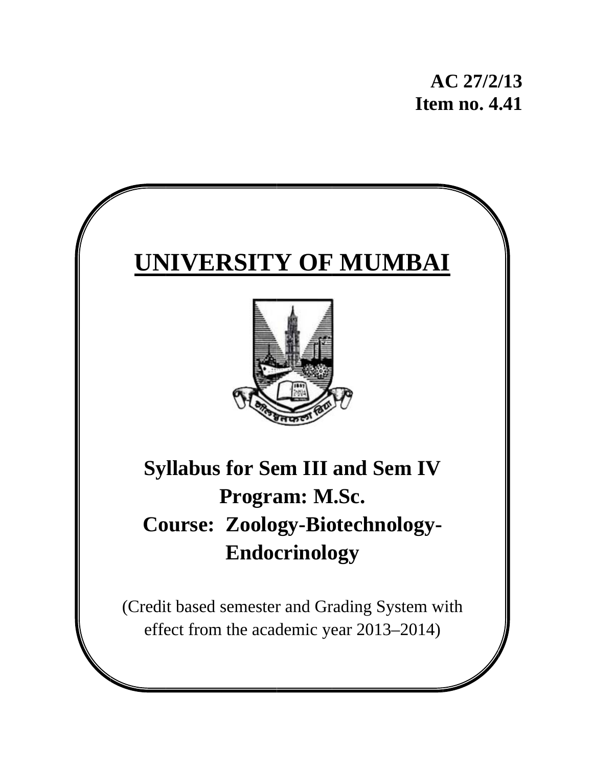**AC 27/2/13**
**Item no. 4.41**

# UNIVERSITY OF MUMBAI

## Syllabus for Sem III and Sem IV
## Program: M.Sc.
## Course: Zoology-Biotechnology-Endocrinology

(Credit based semester and Grading System with effect from the academic year 2013–2014)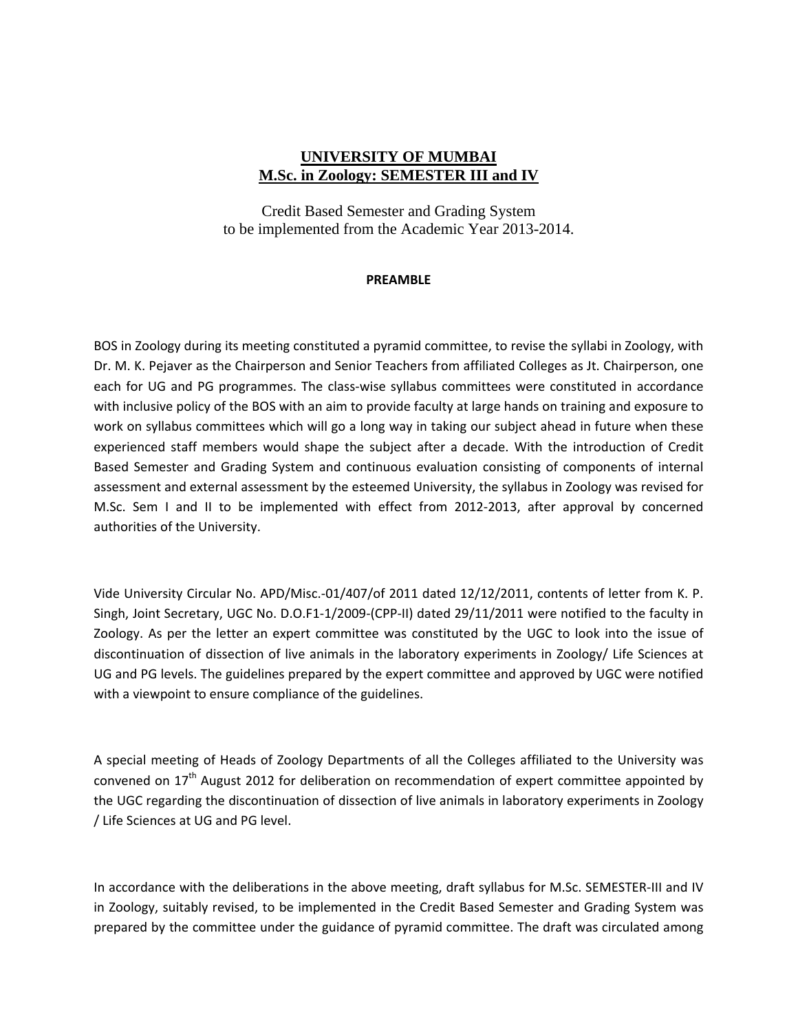# UNIVERSITY OF MUMBAI
## M.Sc. in Zoology: SEMESTER III and IV

Credit Based Semester and Grading System
to be implemented from the Academic Year 2013-2014.

**PREAMBLE**

BOS in Zoology during its meeting constituted a pyramid committee, to revise the syllabi in Zoology, with Dr. M. K. Pejaver as the Chairperson and Senior Teachers from affiliated Colleges as Jt. Chairperson, one each for UG and PG programmes. The class-wise syllabus committees were constituted in accordance with inclusive policy of the BOS with an aim to provide faculty at large hands on training and exposure to work on syllabus committees which will go a long way in taking our subject ahead in future when these experienced staff members would shape the subject after a decade. With the introduction of Credit Based Semester and Grading System and continuous evaluation consisting of components of internal assessment and external assessment by the esteemed University, the syllabus in Zoology was revised for M.Sc. Sem I and II to be implemented with effect from 2012-2013, after approval by concerned authorities of the University.

Vide University Circular No. APD/Misc.-01/407/of 2011 dated 12/12/2011, contents of letter from K. P. Singh, Joint Secretary, UGC No. D.O.F1-1/2009-(CPP-II) dated 29/11/2011 were notified to the faculty in Zoology. As per the letter an expert committee was constituted by the UGC to look into the issue of discontinuation of dissection of live animals in the laboratory experiments in Zoology/ Life Sciences at UG and PG levels. The guidelines prepared by the expert committee and approved by UGC were notified with a viewpoint to ensure compliance of the guidelines.

A special meeting of Heads of Zoology Departments of all the Colleges affiliated to the University was convened on 17th August 2012 for deliberation on recommendation of expert committee appointed by the UGC regarding the discontinuation of dissection of live animals in laboratory experiments in Zoology / Life Sciences at UG and PG level.

In accordance with the deliberations in the above meeting, draft syllabus for M.Sc. SEMESTER-III and IV in Zoology, suitably revised, to be implemented in the Credit Based Semester and Grading System was prepared by the committee under the guidance of pyramid committee. The draft was circulated among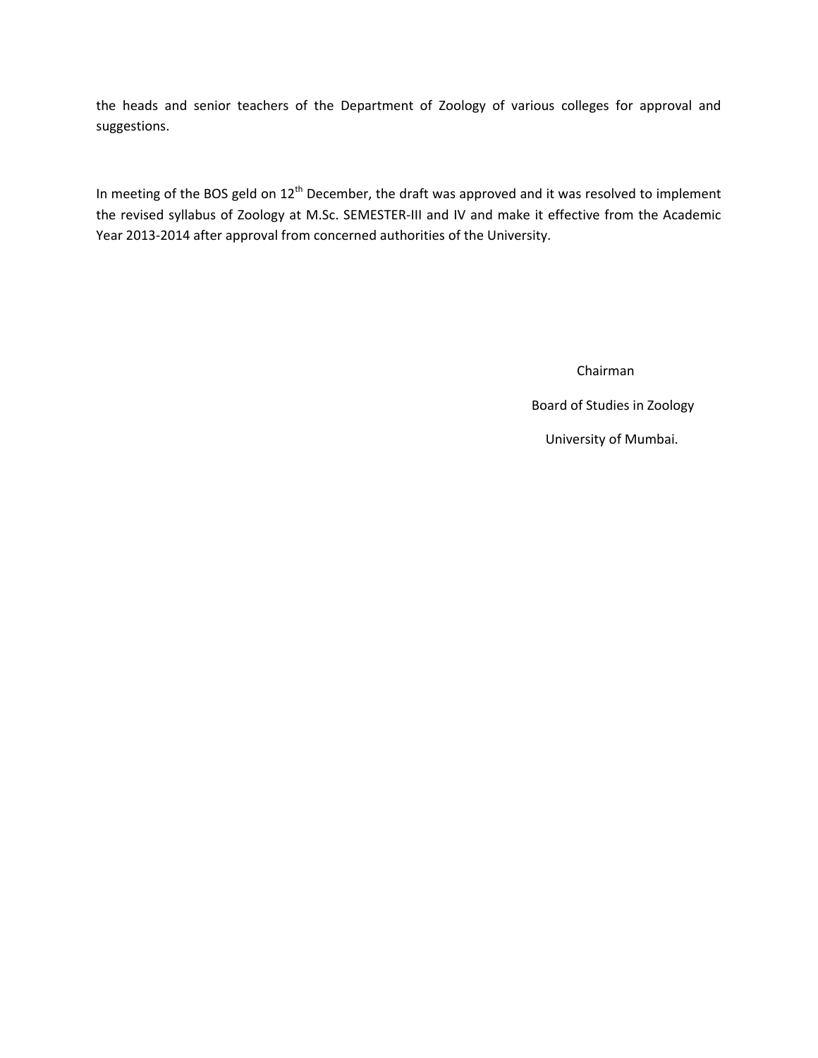the heads and senior teachers of the Department of Zoology of various colleges for approval and suggestions.

In meeting of the BOS geld on 12th December, the draft was approved and it was resolved to implement the revised syllabus of Zoology at M.Sc. SEMESTER-III and IV and make it effective from the Academic Year 2013-2014 after approval from concerned authorities of the University.

Chairman

Board of Studies in Zoology

University of Mumbai.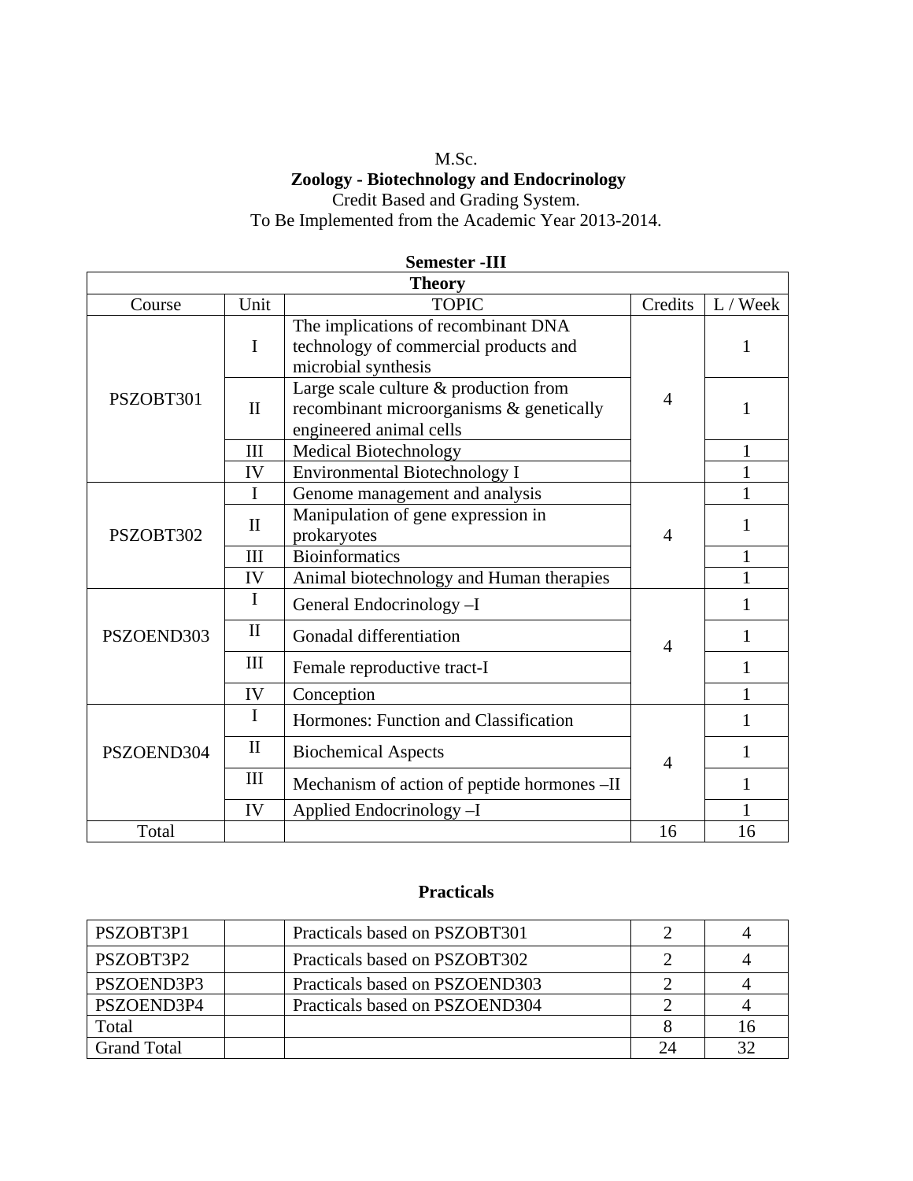M.Sc.

**Zoology - Biotechnology and Endocrinology**

Credit Based and Grading System.

To Be Implemented from the Academic Year 2013-2014.

**Semester -III**

| **Theory** | | | | |
|---|---|---|---|---|
| Course | Unit | TOPIC | Credits | L / Week |
| PSZOBT301 | I | The implications of recombinant DNA technology of commercial products and microbial synthesis | 4 | 1 |
| | II | Large scale culture & production from recombinant microorganisms & genetically engineered animal cells | | 1 |
| | III | Medical Biotechnology | | 1 |
| | IV | Environmental Biotechnology I | | 1 |
| PSZOBT302 | I | Genome management and analysis | 4 | 1 |
| | II | Manipulation of gene expression in prokaryotes | | 1 |
| | III | Bioinformatics | | 1 |
| | IV | Animal biotechnology and Human therapies | | 1 |
| PSZOEND303 | I | General Endocrinology –I | 4 | 1 |
| | II | Gonadal differentiation | | 1 |
| | III | Female reproductive tract-I | | 1 |
| | IV | Conception | | 1 |
| PSZOEND304 | I | Hormones: Function and Classification | 4 | 1 |
| | II | Biochemical Aspects | | 1 |
| | III | Mechanism of action of peptide hormones –II | | 1 |
| | IV | Applied Endocrinology –I | | 1 |
| Total | | | 16 | 16 |

**Practicals**

| | | | | |
|---|---|---|---|---|
| PSZOBT3P1 | | Practicals based on PSZOBT301 | 2 | 4 |
| PSZOBT3P2 | | Practicals based on PSZOBT302 | 2 | 4 |
| PSZOEND3P3 | | Practicals based on PSZOEND303 | 2 | 4 |
| PSZOEND3P4 | | Practicals based on PSZOEND304 | 2 | 4 |
| Total | | | 8 | 16 |
| Grand Total | | | 24 | 32 |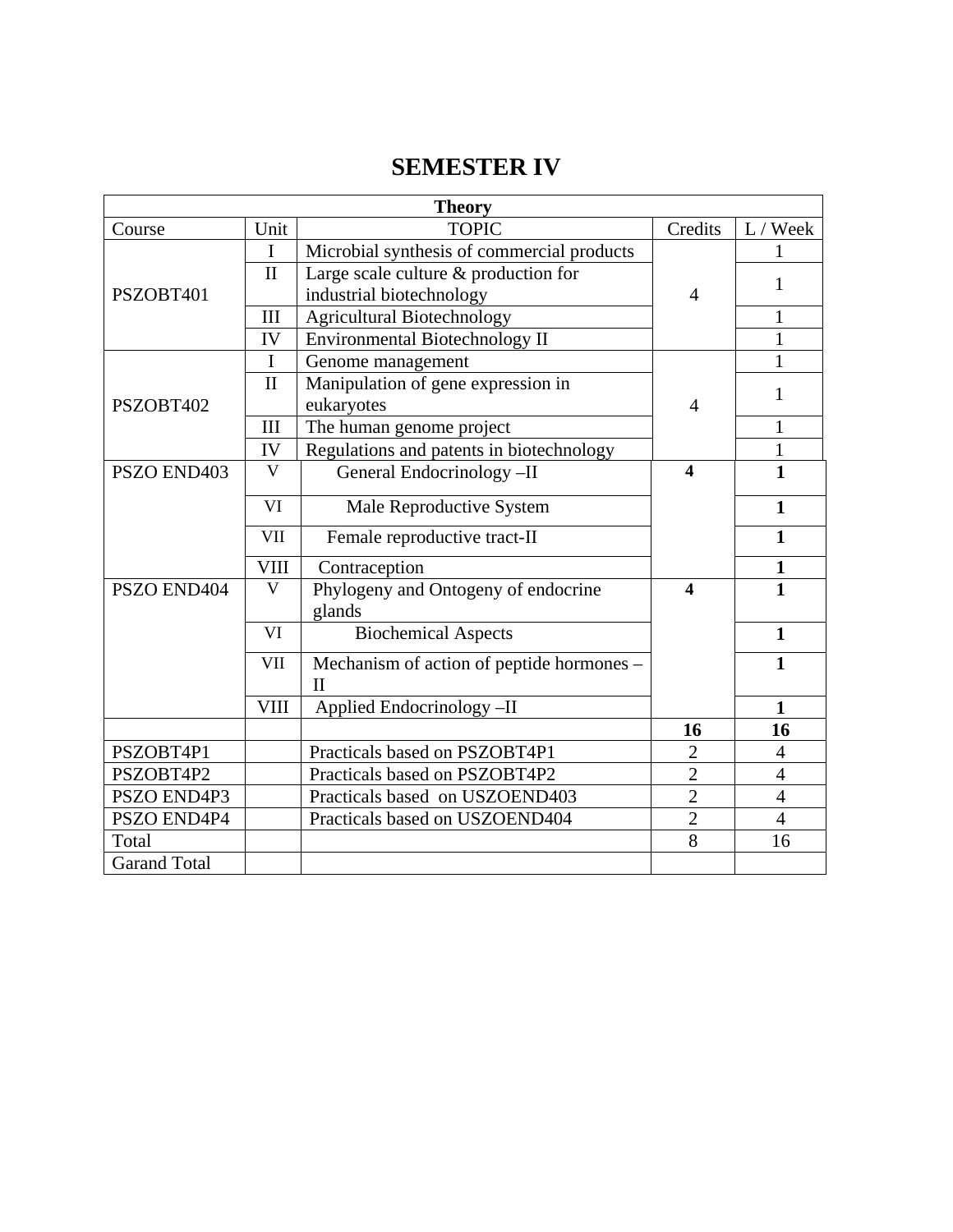# SEMESTER IV

| Theory | | | | |
|---|---|---|---|---|
| Course | Unit | TOPIC | Credits | L / Week |
| PSZOBT401 | I | Microbial synthesis of commercial products | 4 | 1 |
| | II | Large scale culture & production for industrial biotechnology | | 1 |
| | III | Agricultural Biotechnology | | 1 |
| | IV | Environmental Biotechnology II | | 1 |
| PSZOBT402 | I | Genome management | 4 | 1 |
| | II | Manipulation of gene expression in eukaryotes | | 1 |
| | III | The human genome project | | 1 |
| | IV | Regulations and patents in biotechnology | | 1 |
| PSZO END403 | V | General Endocrinology –II | **4** | **1** |
| | VI | Male Reproductive System | | **1** |
| | VII | Female reproductive tract-II | | **1** |
| | VIII | Contraception | | **1** |
| PSZO END404 | V | Phylogeny and Ontogeny of endocrine glands | **4** | **1** |
| | VI | Biochemical Aspects | | **1** |
| | VII | Mechanism of action of peptide hormones –II | | **1** |
| | VIII | Applied Endocrinology –II | | **1** |
| | | | **16** | **16** |
| PSZOBT4P1 | | Practicals based on PSZOBT4P1 | 2 | 4 |
| PSZOBT4P2 | | Practicals based on PSZOBT4P2 | 2 | 4 |
| PSZO END4P3 | | Practicals based on USZOEND403 | 2 | 4 |
| PSZO END4P4 | | Practicals based on USZOEND404 | 2 | 4 |
| Total | | | 8 | 16 |
| Garand Total | | | | |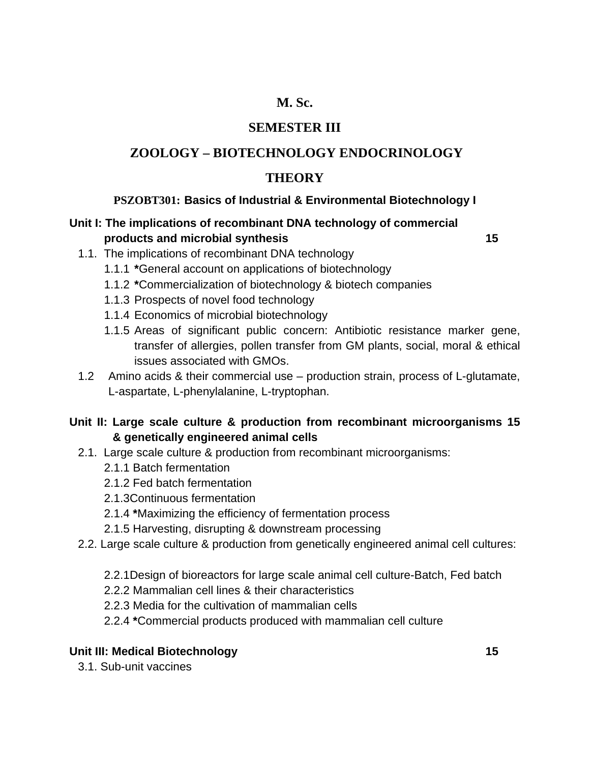# M. Sc.

## SEMESTER III

## ZOOLOGY – BIOTECHNOLOGY ENDOCRINOLOGY

## THEORY

### PSZOBT301: Basics of Industrial & Environmental Biotechnology I

**Unit I: The implications of recombinant DNA technology of commercial products and microbial synthesis** **15**

- 1.1. The implications of recombinant DNA technology
  - 1.1.1 ***General account on applications of biotechnology
  - 1.1.2 ***Commercialization of biotechnology & biotech companies
  - 1.1.3 Prospects of novel food technology
  - 1.1.4 Economics of microbial biotechnology
  - 1.1.5 Areas of significant public concern: Antibiotic resistance marker gene, transfer of allergies, pollen transfer from GM plants, social, moral & ethical issues associated with GMOs.
- 1.2 Amino acids & their commercial use – production strain, process of L-glutamate, L-aspartate, L-phenylalanine, L-tryptophan.

**Unit II: Large scale culture & production from recombinant microorganisms & genetically engineered animal cells** **15**

- 2.1. Large scale culture & production from recombinant microorganisms:
  - 2.1.1 Batch fermentation
  - 2.1.2 Fed batch fermentation
  - 2.1.3Continuous fermentation
  - 2.1.4 ***Maximizing the efficiency of fermentation process
  - 2.1.5 Harvesting, disrupting & downstream processing
- 2.2. Large scale culture & production from genetically engineered animal cell cultures:
  - 2.2.1Design of bioreactors for large scale animal cell culture-Batch, Fed batch
  - 2.2.2 Mammalian cell lines & their characteristics
  - 2.2.3 Media for the cultivation of mammalian cells
  - 2.2.4 ***Commercial products produced with mammalian cell culture

**Unit III: Medical Biotechnology** **15**

- 3.1. Sub-unit vaccines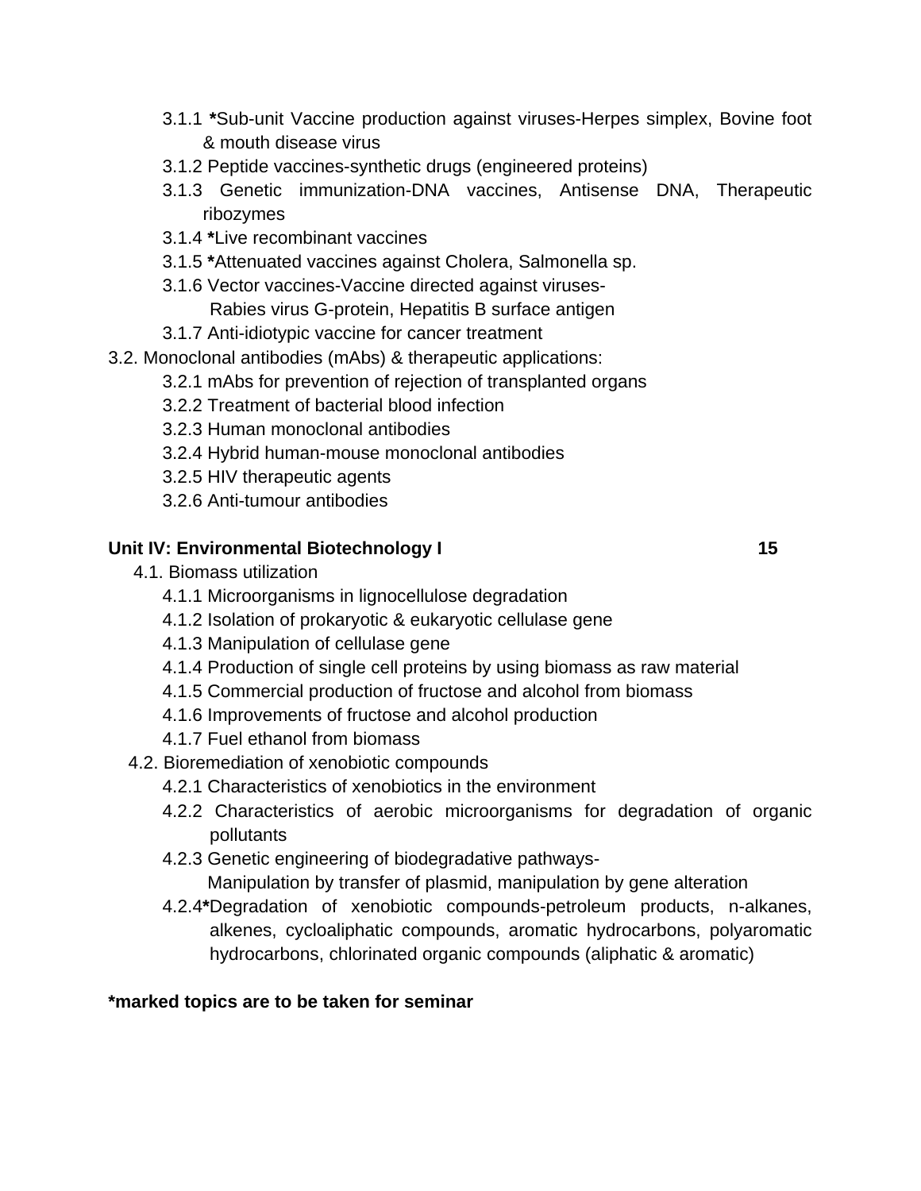- 3.1.1 ***Sub-unit Vaccine production against viruses-Herpes simplex, Bovine foot & mouth disease virus
- 3.1.2 Peptide vaccines-synthetic drugs (engineered proteins)
- 3.1.3 Genetic immunization-DNA vaccines, Antisense DNA, Therapeutic ribozymes
- 3.1.4 ***Live recombinant vaccines
- 3.1.5 ***Attenuated vaccines against Cholera, Salmonella sp.
- 3.1.6 Vector vaccines-Vaccine directed against viruses-
  Rabies virus G-protein, Hepatitis B surface antigen
- 3.1.7 Anti-idiotypic vaccine for cancer treatment

3.2. Monoclonal antibodies (mAbs) & therapeutic applications:

- 3.2.1 mAbs for prevention of rejection of transplanted organs
- 3.2.2 Treatment of bacterial blood infection
- 3.2.3 Human monoclonal antibodies
- 3.2.4 Hybrid human-mouse monoclonal antibodies
- 3.2.5 HIV therapeutic agents
- 3.2.6 Anti-tumour antibodies

**Unit IV: Environmental Biotechnology I** **15**

4.1. Biomass utilization

- 4.1.1 Microorganisms in lignocellulose degradation
- 4.1.2 Isolation of prokaryotic & eukaryotic cellulase gene
- 4.1.3 Manipulation of cellulase gene
- 4.1.4 Production of single cell proteins by using biomass as raw material
- 4.1.5 Commercial production of fructose and alcohol from biomass
- 4.1.6 Improvements of fructose and alcohol production
- 4.1.7 Fuel ethanol from biomass

4.2. Bioremediation of xenobiotic compounds

- 4.2.1 Characteristics of xenobiotics in the environment
- 4.2.2 Characteristics of aerobic microorganisms for degradation of organic pollutants
- 4.2.3 Genetic engineering of biodegradative pathways-
  Manipulation by transfer of plasmid, manipulation by gene alteration
- 4.2.4***Degradation of xenobiotic compounds-petroleum products, n-alkanes, alkenes, cycloaliphatic compounds, aromatic hydrocarbons, polyaromatic hydrocarbons, chlorinated organic compounds (aliphatic & aromatic)

***marked topics are to be taken for seminar**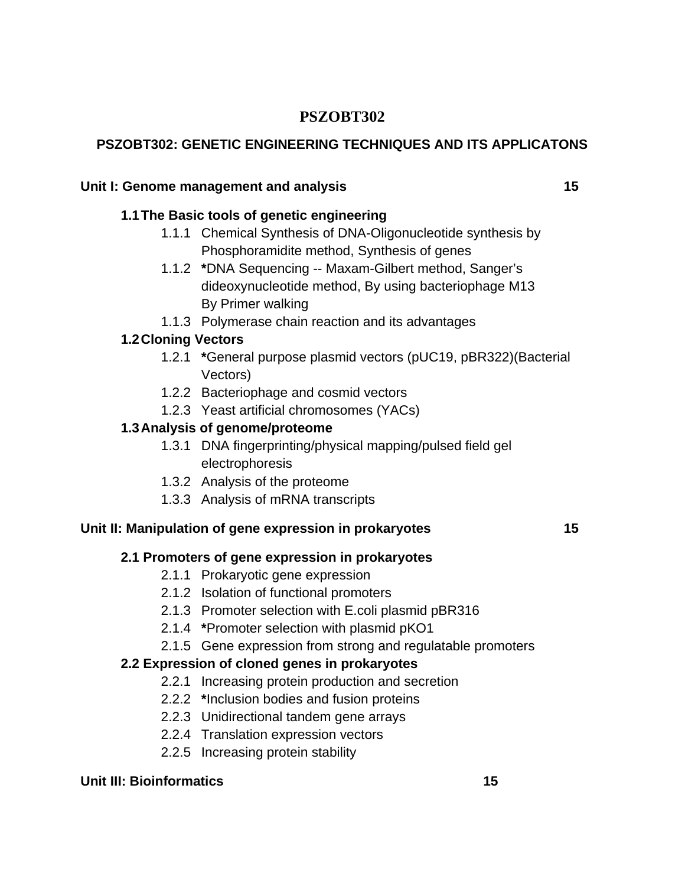# PSZOBT302

## PSZOBT302: GENETIC ENGINEERING TECHNIQUES AND ITS APPLICATONS

### Unit I: Genome management and analysis 15

**1.1 The Basic tools of genetic engineering**

- 1.1.1 Chemical Synthesis of DNA-Oligonucleotide synthesis by Phosphoramidite method, Synthesis of genes
- 1.1.2 ***DNA Sequencing -- Maxam-Gilbert method, Sanger's dideoxynucleotide method, By using bacteriophage M13 By Primer walking
- 1.1.3 Polymerase chain reaction and its advantages

**1.2 Cloning Vectors**

- 1.2.1 ***General purpose plasmid vectors (pUC19, pBR322)(Bacterial Vectors)
- 1.2.2 Bacteriophage and cosmid vectors
- 1.2.3 Yeast artificial chromosomes (YACs)

**1.3 Analysis of genome/proteome**

- 1.3.1 DNA fingerprinting/physical mapping/pulsed field gel electrophoresis
- 1.3.2 Analysis of the proteome
- 1.3.3 Analysis of mRNA transcripts

### Unit II: Manipulation of gene expression in prokaryotes 15

**2.1 Promoters of gene expression in prokaryotes**

- 2.1.1 Prokaryotic gene expression
- 2.1.2 Isolation of functional promoters
- 2.1.3 Promoter selection with E.coli plasmid pBR316
- 2.1.4 ***Promoter selection with plasmid pKO1
- 2.1.5 Gene expression from strong and regulatable promoters

**2.2 Expression of cloned genes in prokaryotes**

- 2.2.1 Increasing protein production and secretion
- 2.2.2 ***Inclusion bodies and fusion proteins
- 2.2.3 Unidirectional tandem gene arrays
- 2.2.4 Translation expression vectors
- 2.2.5 Increasing protein stability

### Unit III: Bioinformatics 15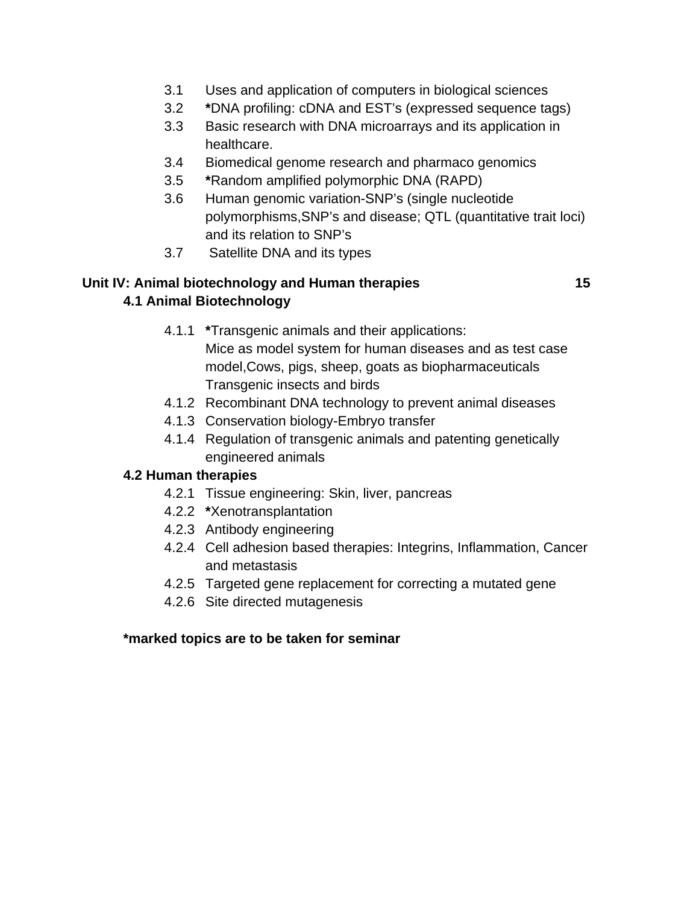- 3.1 Uses and application of computers in biological sciences
- 3.2 ***DNA profiling: cDNA and EST's (expressed sequence tags)
- 3.3 Basic research with DNA microarrays and its application in healthcare.
- 3.4 Biomedical genome research and pharmaco genomics
- 3.5 ***Random amplified polymorphic DNA (RAPD)
- 3.6 Human genomic variation-SNP's (single nucleotide polymorphisms,SNP's and disease; QTL (quantitative trait loci) and its relation to SNP's
- 3.7 Satellite DNA and its types

**Unit IV: Animal biotechnology and Human therapies** **15**

**4.1 Animal Biotechnology**

- 4.1.1 ***Transgenic animals and their applications:
  Mice as model system for human diseases and as test case model,Cows, pigs, sheep, goats as biopharmaceuticals
  Transgenic insects and birds
- 4.1.2 Recombinant DNA technology to prevent animal diseases
- 4.1.3 Conservation biology-Embryo transfer
- 4.1.4 Regulation of transgenic animals and patenting genetically engineered animals

**4.2 Human therapies**

- 4.2.1 Tissue engineering: Skin, liver, pancreas
- 4.2.2 ***Xenotransplantation
- 4.2.3 Antibody engineering
- 4.2.4 Cell adhesion based therapies: Integrins, Inflammation, Cancer and metastasis
- 4.2.5 Targeted gene replacement for correcting a mutated gene
- 4.2.6 Site directed mutagenesis

***marked topics are to be taken for seminar**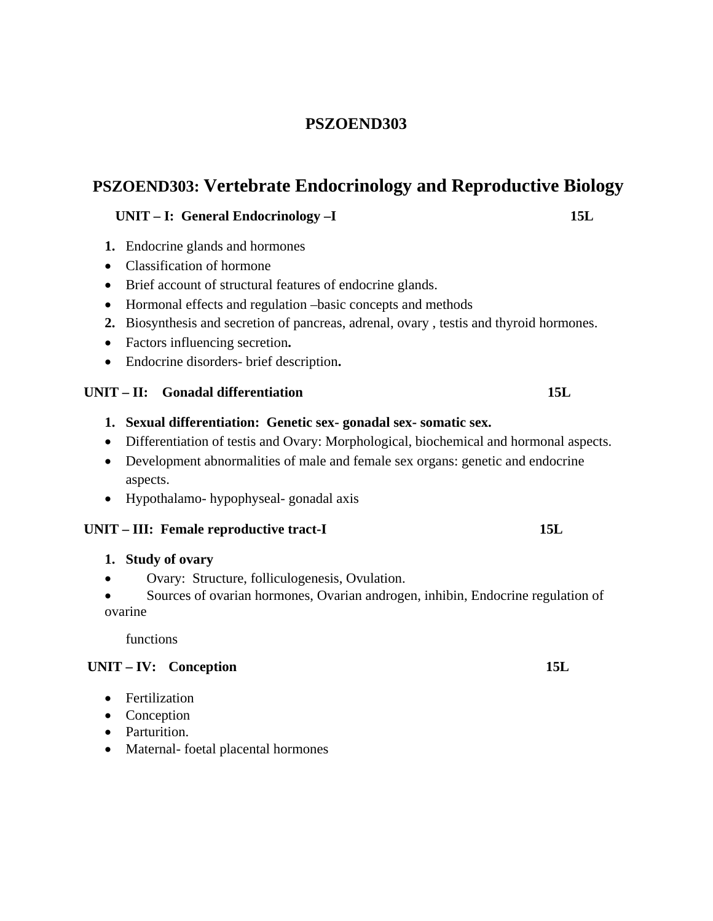# PSZOEND303

## PSZOEND303: Vertebrate Endocrinology and Reproductive Biology

**UNIT – I: General Endocrinology –I** **15L**

1. Endocrine glands and hormones
- Classification of hormone
- Brief account of structural features of endocrine glands.
- Hormonal effects and regulation –basic concepts and methods
2. Biosynthesis and secretion of pancreas, adrenal, ovary , testis and thyroid hormones.
- Factors influencing secretion**.**
- Endocrine disorders- brief description**.**

**UNIT – II: Gonadal differentiation** **15L**

1. **Sexual differentiation: Genetic sex- gonadal sex- somatic sex.**
- Differentiation of testis and Ovary: Morphological, biochemical and hormonal aspects.
- Development abnormalities of male and female sex organs: genetic and endocrine aspects.
- Hypothalamo- hypophyseal- gonadal axis

**UNIT – III: Female reproductive tract-I** **15L**

1. **Study of ovary**
- Ovary: Structure, folliculogenesis, Ovulation.
- Sources of ovarian hormones, Ovarian androgen, inhibin, Endocrine regulation of ovarine

  functions

**UNIT – IV: Conception** **15L**

- Fertilization
- Conception
- Parturition.
- Maternal- foetal placental hormones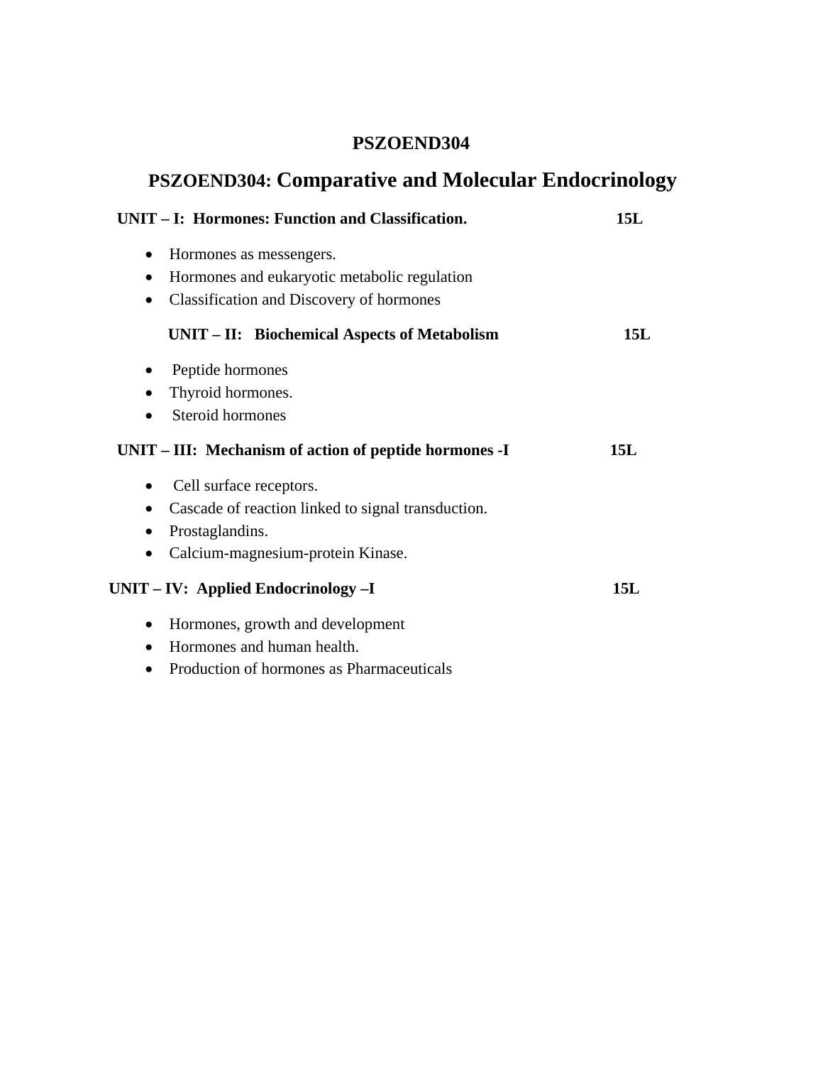# PSZOEND304

## PSZOEND304: Comparative and Molecular Endocrinology

**UNIT – I: Hormones: Function and Classification. 15L**

- Hormones as messengers.
- Hormones and eukaryotic metabolic regulation
- Classification and Discovery of hormones

**UNIT – II: Biochemical Aspects of Metabolism 15L**

- Peptide hormones
- Thyroid hormones.
- Steroid hormones

**UNIT – III: Mechanism of action of peptide hormones -I 15L**

- Cell surface receptors.
- Cascade of reaction linked to signal transduction.
- Prostaglandins.
- Calcium-magnesium-protein Kinase.

**UNIT – IV: Applied Endocrinology –I 15L**

- Hormones, growth and development
- Hormones and human health.
- Production of hormones as Pharmaceuticals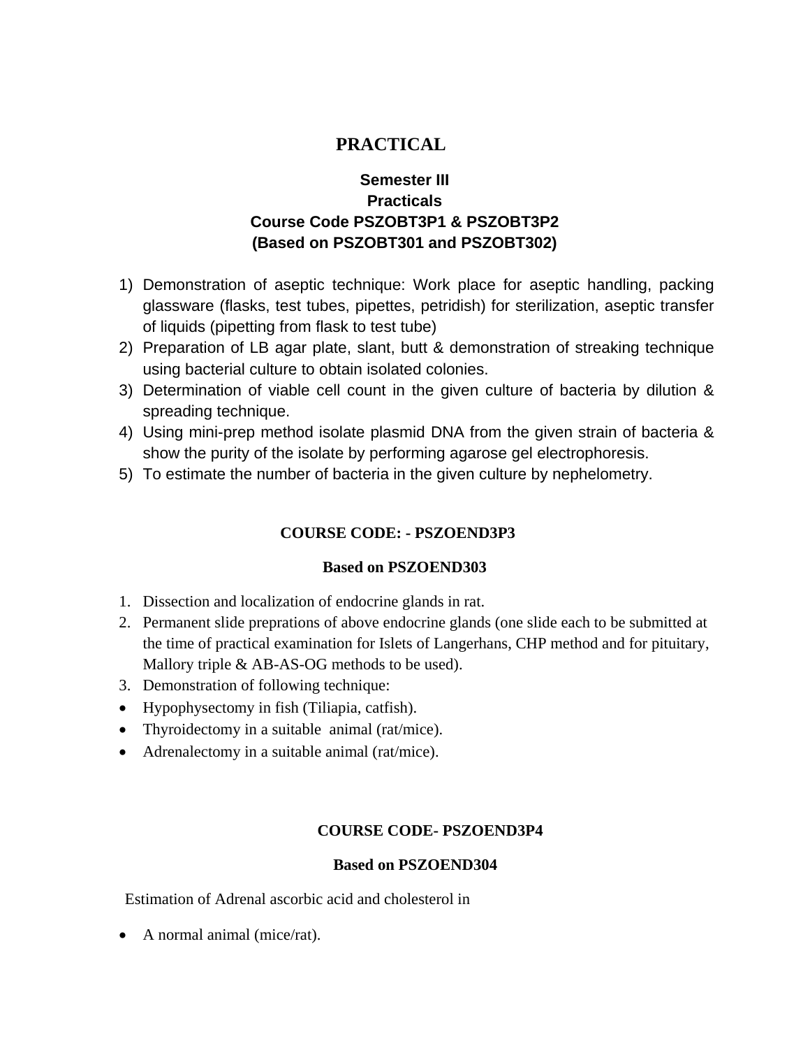# PRACTICAL

## Semester III
## Practicals
## Course Code PSZOBT3P1 & PSZOBT3P2
## (Based on PSZOBT301 and PSZOBT302)

1) Demonstration of aseptic technique: Work place for aseptic handling, packing glassware (flasks, test tubes, pipettes, petridish) for sterilization, aseptic transfer of liquids (pipetting from flask to test tube)
2) Preparation of LB agar plate, slant, butt & demonstration of streaking technique using bacterial culture to obtain isolated colonies.
3) Determination of viable cell count in the given culture of bacteria by dilution & spreading technique.
4) Using mini-prep method isolate plasmid DNA from the given strain of bacteria & show the purity of the isolate by performing agarose gel electrophoresis.
5) To estimate the number of bacteria in the given culture by nephelometry.

## COURSE CODE: - PSZOEND3P3

### Based on PSZOEND303

1. Dissection and localization of endocrine glands in rat.
2. Permanent slide preprations of above endocrine glands (one slide each to be submitted at the time of practical examination for Islets of Langerhans, CHP method and for pituitary, Mallory triple & AB-AS-OG methods to be used).
3. Demonstration of following technique:

- Hypophysectomy in fish (Tiliapia, catfish).
- Thyroidectomy in a suitable animal (rat/mice).
- Adrenalectomy in a suitable animal (rat/mice).

## COURSE CODE- PSZOEND3P4

### Based on PSZOEND304

Estimation of Adrenal ascorbic acid and cholesterol in

- A normal animal (mice/rat).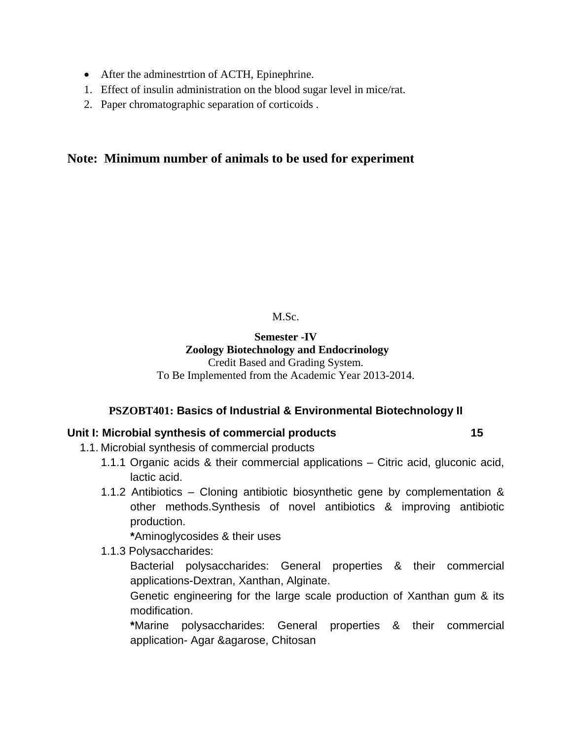- After the adminestrtion of ACTH, Epinephrine.

1. Effect of insulin administration on the blood sugar level in mice/rat.
2. Paper chromatographic separation of corticoids .

## Note: Minimum number of animals to be used for experiment

M.Sc.

**Semester -IV**
**Zoology Biotechnology and Endocrinology**
Credit Based and Grading System.
To Be Implemented from the Academic Year 2013-2014.

### PSZOBT401: Basics of Industrial & Environmental Biotechnology II

**Unit I: Microbial synthesis of commercial products 15**

1.1. Microbial synthesis of commercial products
   - 1.1.1 Organic acids & their commercial applications – Citric acid, gluconic acid, lactic acid.
   - 1.1.2 Antibiotics – Cloning antibiotic biosynthetic gene by complementation & other methods.Synthesis of novel antibiotics & improving antibiotic production.
     **\***Aminoglycosides & their uses
   - 1.1.3 Polysaccharides:
     Bacterial polysaccharides: General properties & their commercial applications-Dextran, Xanthan, Alginate.
     Genetic engineering for the large scale production of Xanthan gum & its modification.
     **\***Marine polysaccharides: General properties & their commercial application- Agar &agarose, Chitosan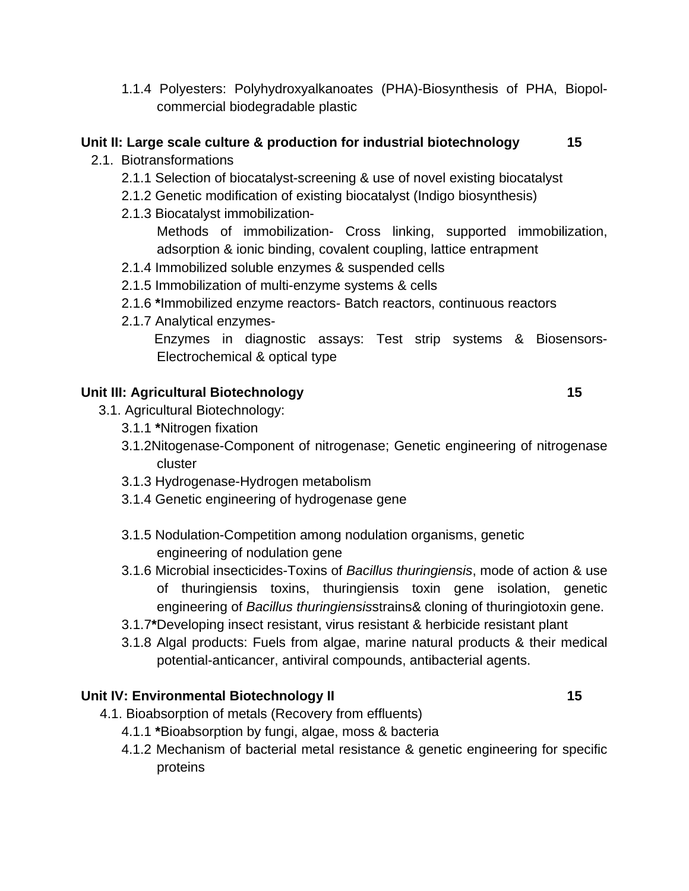1.1.4 Polyesters: Polyhydroxyalkanoates (PHA)-Biosynthesis of PHA, Biopol-commercial biodegradable plastic

**Unit II: Large scale culture & production for industrial biotechnology 15**

2.1. Biotransformations

- 2.1.1 Selection of biocatalyst-screening & use of novel existing biocatalyst
- 2.1.2 Genetic modification of existing biocatalyst (Indigo biosynthesis)
- 2.1.3 Biocatalyst immobilization-
  Methods of immobilization- Cross linking, supported immobilization, adsorption & ionic binding, covalent coupling, lattice entrapment
- 2.1.4 Immobilized soluble enzymes & suspended cells
- 2.1.5 Immobilization of multi-enzyme systems & cells
- 2.1.6 ***Immobilized enzyme reactors- Batch reactors, continuous reactors
- 2.1.7 Analytical enzymes-
  Enzymes in diagnostic assays: Test strip systems & Biosensors-Electrochemical & optical type

**Unit III: Agricultural Biotechnology 15**

3.1. Agricultural Biotechnology:

- 3.1.1 ***Nitrogen fixation
- 3.1.2Nitogenase-Component of nitrogenase; Genetic engineering of nitrogenase cluster
- 3.1.3 Hydrogenase-Hydrogen metabolism
- 3.1.4 Genetic engineering of hydrogenase gene
- 3.1.5 Nodulation-Competition among nodulation organisms, genetic engineering of nodulation gene
- 3.1.6 Microbial insecticides-Toxins of *Bacillus thuringiensis*, mode of action & use of thuringiensis toxins, thuringiensis toxin gene isolation, genetic engineering of *Bacillus thuringiensis*strains& cloning of thuringiotoxin gene.
- 3.1.7***Developing insect resistant, virus resistant & herbicide resistant plant
- 3.1.8 Algal products: Fuels from algae, marine natural products & their medical potential-anticancer, antiviral compounds, antibacterial agents.

**Unit IV: Environmental Biotechnology II 15**

4.1. Bioabsorption of metals (Recovery from effluents)

- 4.1.1 ***Bioabsorption by fungi, algae, moss & bacteria
- 4.1.2 Mechanism of bacterial metal resistance & genetic engineering for specific proteins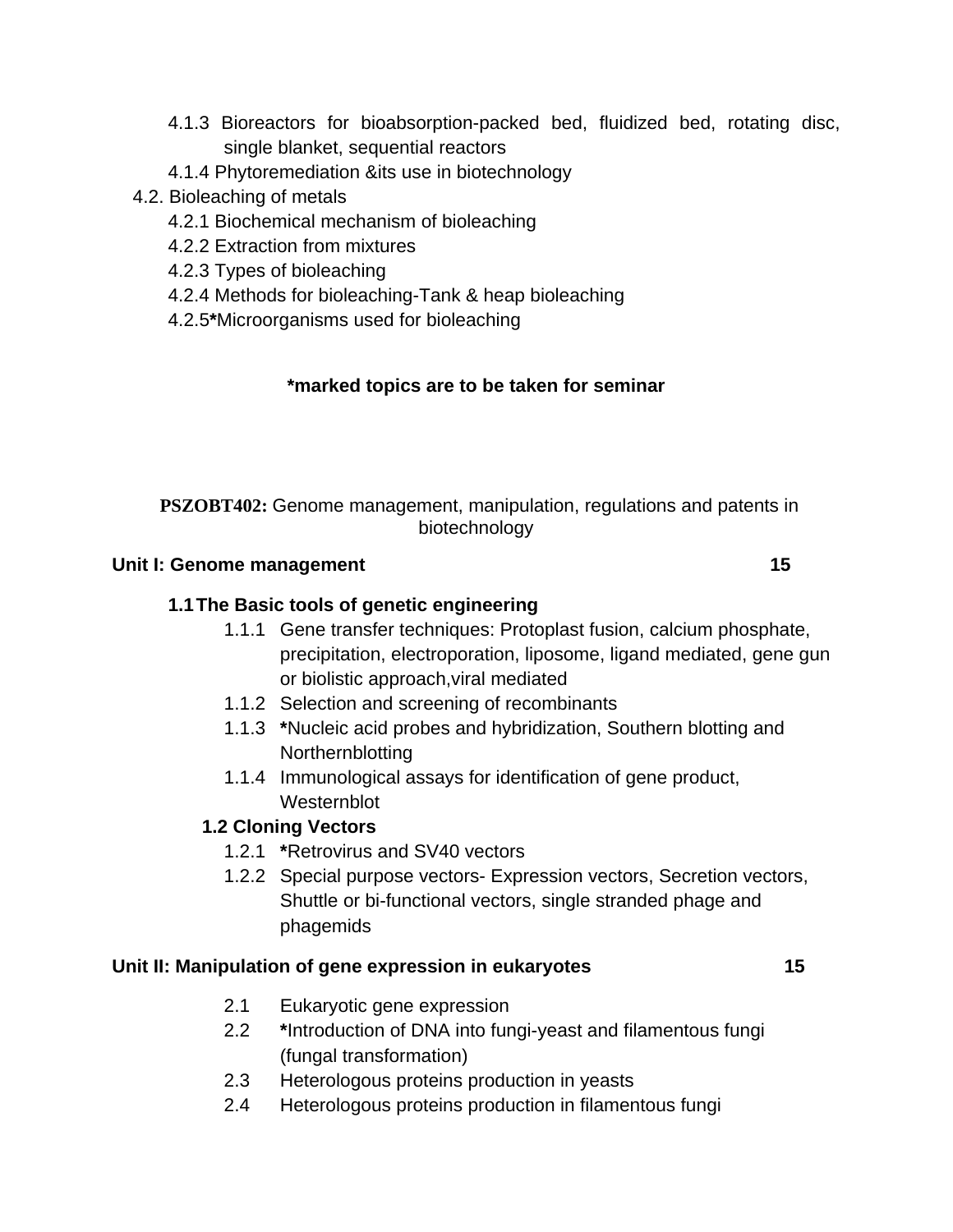- 4.1.3 Bioreactors for bioabsorption-packed bed, fluidized bed, rotating disc, single blanket, sequential reactors
- 4.1.4 Phytoremediation &its use in biotechnology

4.2. Bioleaching of metals

- 4.2.1 Biochemical mechanism of bioleaching
- 4.2.2 Extraction from mixtures
- 4.2.3 Types of bioleaching
- 4.2.4 Methods for bioleaching-Tank & heap bioleaching
- 4.2.5**\***Microorganisms used for bioleaching

**\*marked topics are to be taken for seminar**

**PSZOBT402:** Genome management, manipulation, regulations and patents in biotechnology

**Unit I: Genome management 15**

**1.1 The Basic tools of genetic engineering**

- 1.1.1 Gene transfer techniques: Protoplast fusion, calcium phosphate, precipitation, electroporation, liposome, ligand mediated, gene gun or biolistic approach,viral mediated
- 1.1.2 Selection and screening of recombinants
- 1.1.3 **\***Nucleic acid probes and hybridization, Southern blotting and Northernblotting
- 1.1.4 Immunological assays for identification of gene product, Westernblot

**1.2 Cloning Vectors**

- 1.2.1 **\***Retrovirus and SV40 vectors
- 1.2.2 Special purpose vectors- Expression vectors, Secretion vectors, Shuttle or bi-functional vectors, single stranded phage and phagemids

**Unit II: Manipulation of gene expression in eukaryotes 15**

- 2.1 Eukaryotic gene expression
- 2.2 **\***Introduction of DNA into fungi-yeast and filamentous fungi (fungal transformation)
- 2.3 Heterologous proteins production in yeasts
- 2.4 Heterologous proteins production in filamentous fungi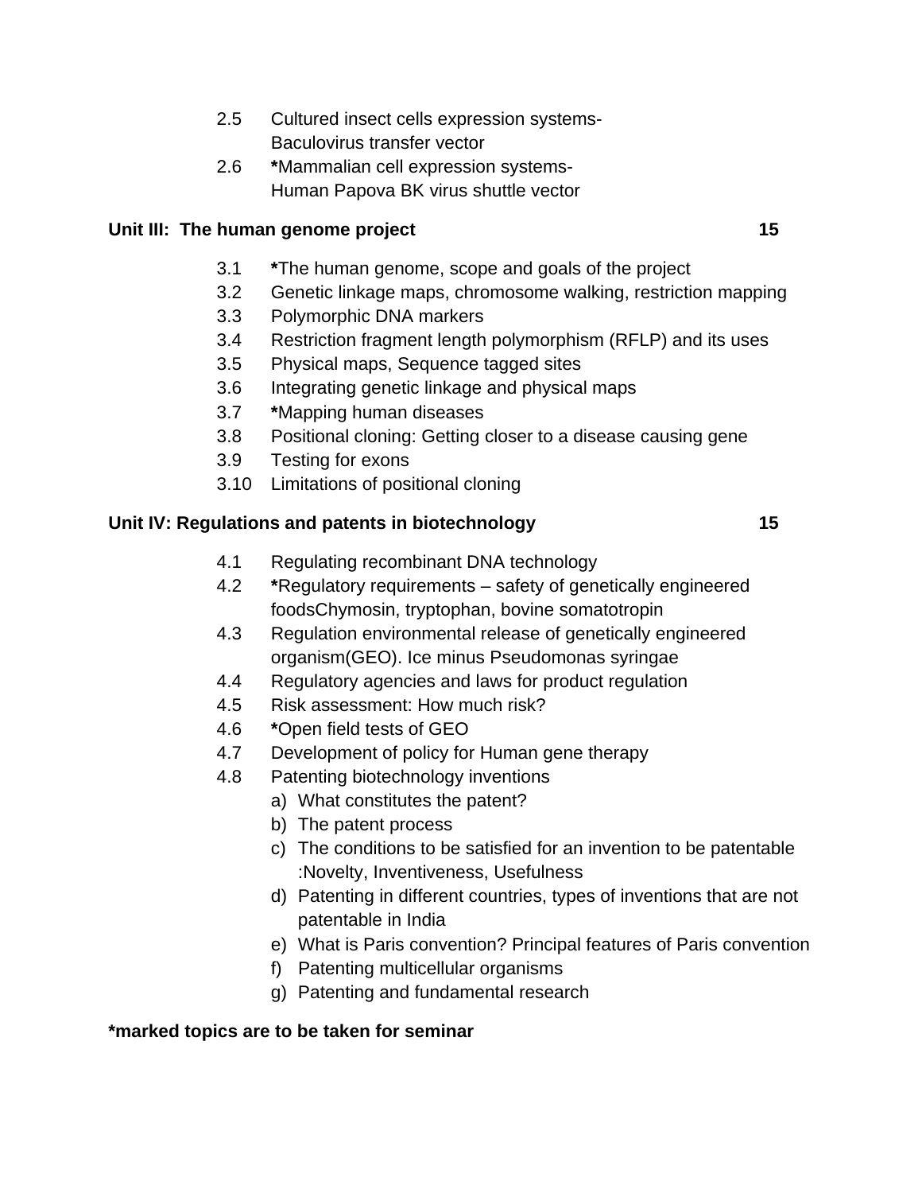2.5 Cultured insect cells expression systems-
Baculovirus transfer vector

2.6 ***Mammalian cell expression systems-**
Human Papova BK virus shuttle vector

**Unit III: The human genome project 15**

3.1 ***The human genome, scope and goals of the project**
3.2 Genetic linkage maps, chromosome walking, restriction mapping
3.3 Polymorphic DNA markers
3.4 Restriction fragment length polymorphism (RFLP) and its uses
3.5 Physical maps, Sequence tagged sites
3.6 Integrating genetic linkage and physical maps
3.7 ***Mapping human diseases**
3.8 Positional cloning: Getting closer to a disease causing gene
3.9 Testing for exons
3.10 Limitations of positional cloning

**Unit IV: Regulations and patents in biotechnology 15**

4.1 Regulating recombinant DNA technology
4.2 ***Regulatory requirements – safety of genetically engineered foodsChymosin, tryptophan, bovine somatotropin**
4.3 Regulation environmental release of genetically engineered organism(GEO). Ice minus Pseudomonas syringae
4.4 Regulatory agencies and laws for product regulation
4.5 Risk assessment: How much risk?
4.6 ***Open field tests of GEO**
4.7 Development of policy for Human gene therapy
4.8 Patenting biotechnology inventions
   a) What constitutes the patent?
   b) The patent process
   c) The conditions to be satisfied for an invention to be patentable :Novelty, Inventiveness, Usefulness
   d) Patenting in different countries, types of inventions that are not patentable in India
   e) What is Paris convention? Principal features of Paris convention
   f) Patenting multicellular organisms
   g) Patenting and fundamental research

***marked topics are to be taken for seminar**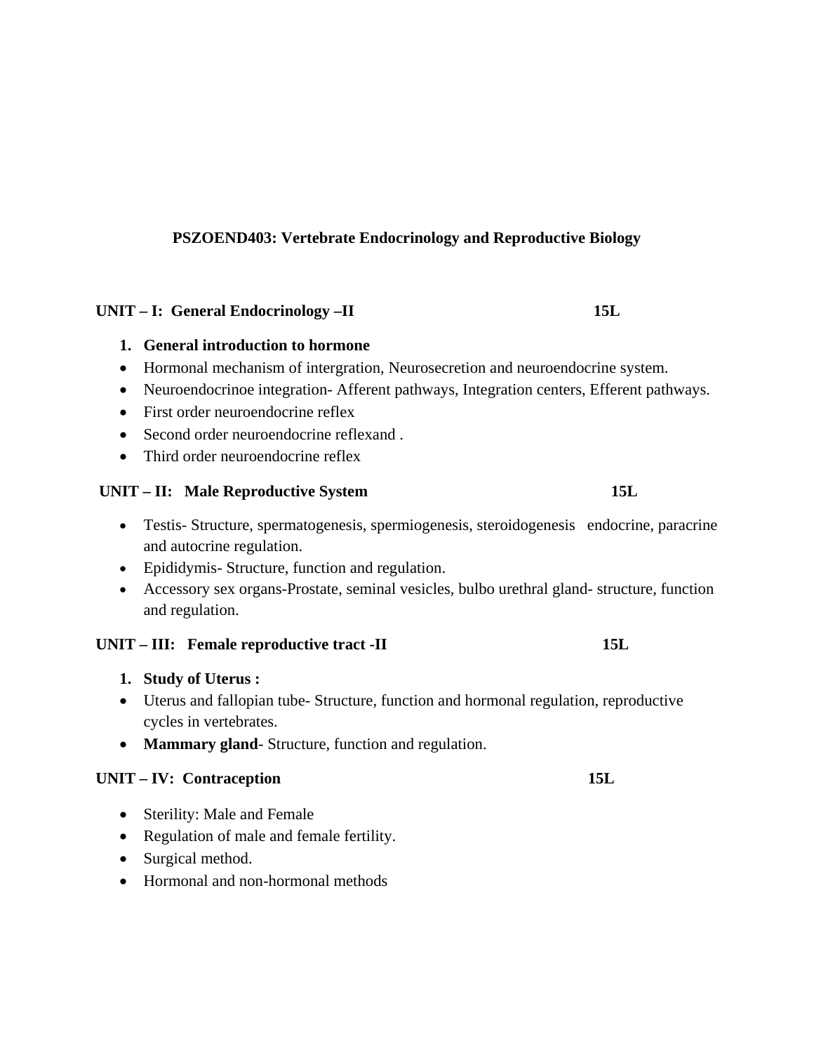## PSZOEND403: Vertebrate Endocrinology and Reproductive Biology

**UNIT – I: General Endocrinology –II 15L**

1. **General introduction to hormone**

- Hormonal mechanism of intergration, Neurosecretion and neuroendocrine system.
- Neuroendocrinoe integration- Afferent pathways, Integration centers, Efferent pathways.
- First order neuroendocrine reflex
- Second order neuroendocrine reflexand .
- Third order neuroendocrine reflex

**UNIT – II: Male Reproductive System 15L**

- Testis- Structure, spermatogenesis, spermiogenesis, steroidogenesis endocrine, paracrine and autocrine regulation.
- Epididymis- Structure, function and regulation.
- Accessory sex organs-Prostate, seminal vesicles, bulbo urethral gland- structure, function and regulation.

**UNIT – III: Female reproductive tract -II 15L**

1. **Study of Uterus :**

- Uterus and fallopian tube- Structure, function and hormonal regulation, reproductive cycles in vertebrates.
- **Mammary gland**- Structure, function and regulation.

**UNIT – IV: Contraception 15L**

- Sterility: Male and Female
- Regulation of male and female fertility.
- Surgical method.
- Hormonal and non-hormonal methods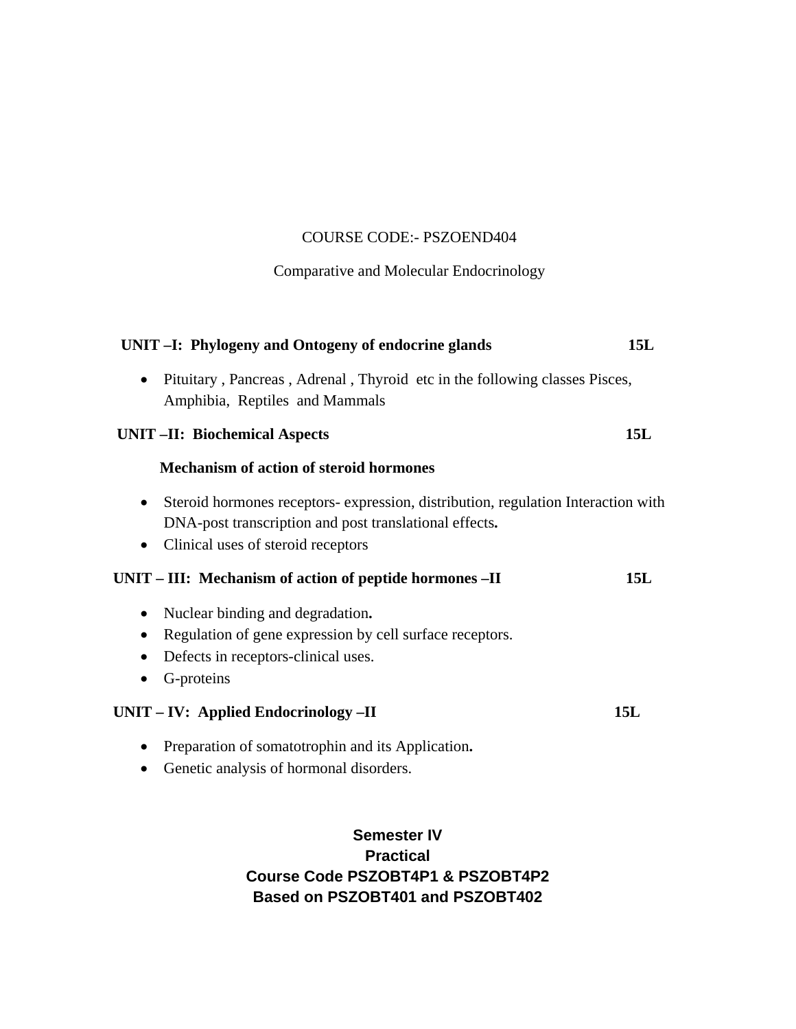COURSE CODE:- PSZOEND404

Comparative and Molecular Endocrinology

**UNIT –I: Phylogeny and Ontogeny of endocrine glands 15L**

- Pituitary , Pancreas , Adrenal , Thyroid etc in the following classes Pisces, Amphibia, Reptiles and Mammals

**UNIT –II: Biochemical Aspects 15L**

**Mechanism of action of steroid hormones**

- Steroid hormones receptors- expression, distribution, regulation Interaction with DNA-post transcription and post translational effects**.**
- Clinical uses of steroid receptors

**UNIT – III: Mechanism of action of peptide hormones –II 15L**

- Nuclear binding and degradation**.**
- Regulation of gene expression by cell surface receptors.
- Defects in receptors-clinical uses.
- G-proteins

**UNIT – IV: Applied Endocrinology –II 15L**

- Preparation of somatotrophin and its Application**.**
- Genetic analysis of hormonal disorders.

**Semester IV**
**Practical**
**Course Code PSZOBT4P1 & PSZOBT4P2**
**Based on PSZOBT401 and PSZOBT402**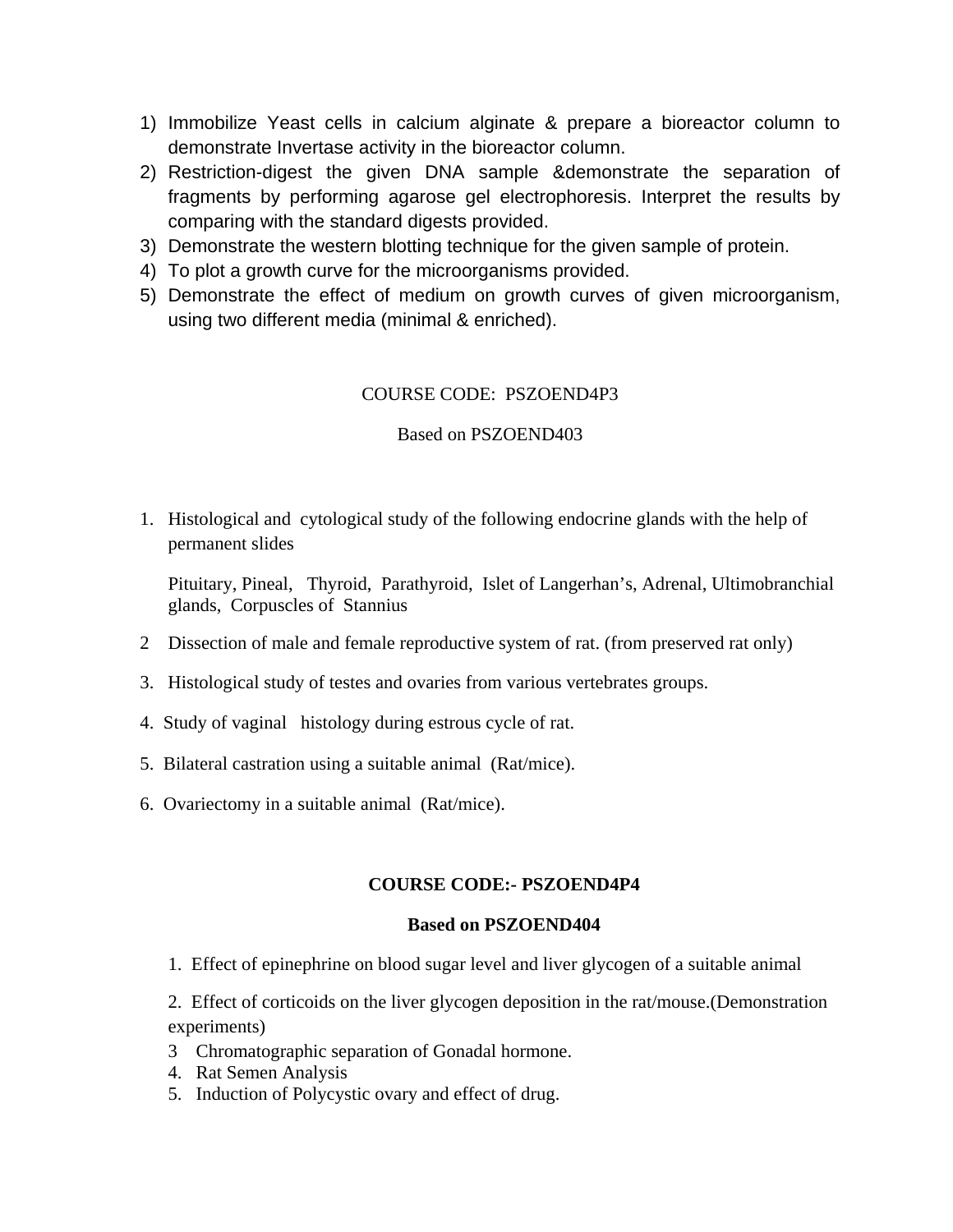1) Immobilize Yeast cells in calcium alginate & prepare a bioreactor column to demonstrate Invertase activity in the bioreactor column.
2) Restriction-digest the given DNA sample &demonstrate the separation of fragments by performing agarose gel electrophoresis. Interpret the results by comparing with the standard digests provided.
3) Demonstrate the western blotting technique for the given sample of protein.
4) To plot a growth curve for the microorganisms provided.
5) Demonstrate the effect of medium on growth curves of given microorganism, using two different media (minimal & enriched).

COURSE CODE: PSZOEND4P3

Based on PSZOEND403

1. Histological and cytological study of the following endocrine glands with the help of permanent slides

   Pituitary, Pineal, Thyroid, Parathyroid, Islet of Langerhan's, Adrenal, Ultimobranchial glands, Corpuscles of Stannius

2 Dissection of male and female reproductive system of rat. (from preserved rat only)

3. Histological study of testes and ovaries from various vertebrates groups.

4. Study of vaginal histology during estrous cycle of rat.

5. Bilateral castration using a suitable animal (Rat/mice).

6. Ovariectomy in a suitable animal (Rat/mice).

**COURSE CODE:- PSZOEND4P4**

**Based on PSZOEND404**

1. Effect of epinephrine on blood sugar level and liver glycogen of a suitable animal

2. Effect of corticoids on the liver glycogen deposition in the rat/mouse.(Demonstration experiments)

3 Chromatographic separation of Gonadal hormone.

4. Rat Semen Analysis

5. Induction of Polycystic ovary and effect of drug.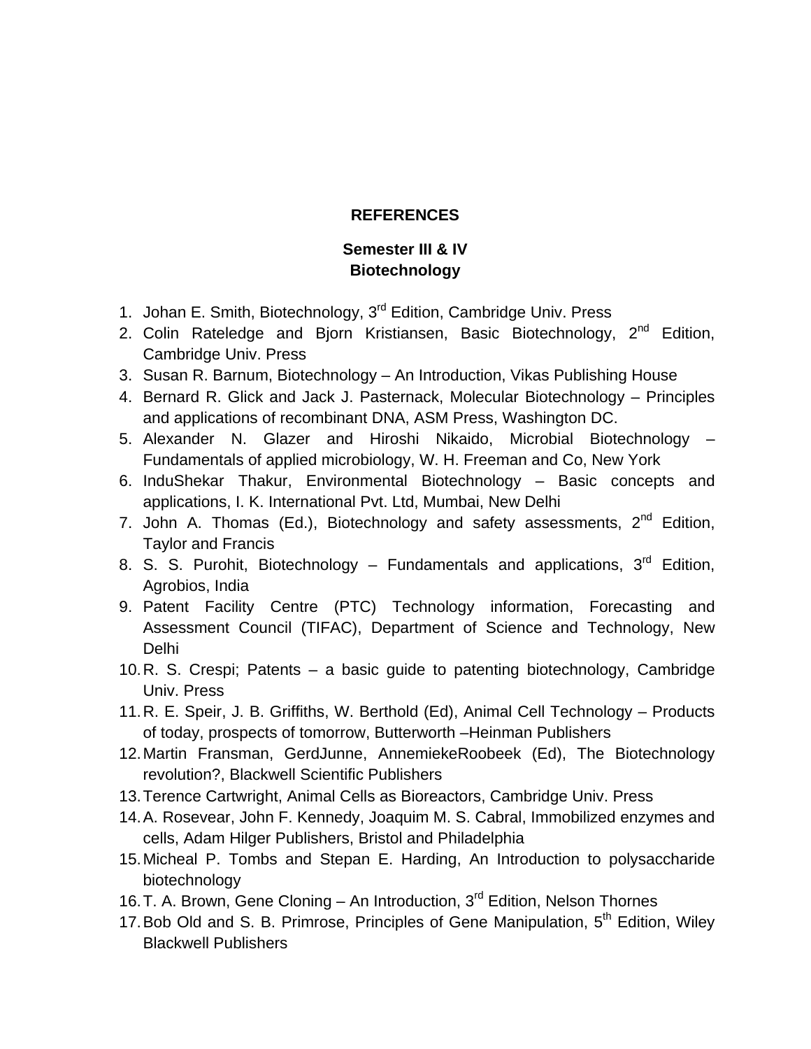# REFERENCES

## Semester III & IV
## Biotechnology

1. Johan E. Smith, Biotechnology, 3rd Edition, Cambridge Univ. Press
2. Colin Rateledge and Bjorn Kristiansen, Basic Biotechnology, 2nd Edition, Cambridge Univ. Press
3. Susan R. Barnum, Biotechnology – An Introduction, Vikas Publishing House
4. Bernard R. Glick and Jack J. Pasternack, Molecular Biotechnology – Principles and applications of recombinant DNA, ASM Press, Washington DC.
5. Alexander N. Glazer and Hiroshi Nikaido, Microbial Biotechnology – Fundamentals of applied microbiology, W. H. Freeman and Co, New York
6. InduShekar Thakur, Environmental Biotechnology – Basic concepts and applications, I. K. International Pvt. Ltd, Mumbai, New Delhi
7. John A. Thomas (Ed.), Biotechnology and safety assessments, 2nd Edition, Taylor and Francis
8. S. S. Purohit, Biotechnology – Fundamentals and applications, 3rd Edition, Agrobios, India
9. Patent Facility Centre (PTC) Technology information, Forecasting and Assessment Council (TIFAC), Department of Science and Technology, New Delhi
10. R. S. Crespi; Patents – a basic guide to patenting biotechnology, Cambridge Univ. Press
11. R. E. Speir, J. B. Griffiths, W. Berthold (Ed), Animal Cell Technology – Products of today, prospects of tomorrow, Butterworth –Heinman Publishers
12. Martin Fransman, GerdJunne, AnnemiekeRoobeek (Ed), The Biotechnology revolution?, Blackwell Scientific Publishers
13. Terence Cartwright, Animal Cells as Bioreactors, Cambridge Univ. Press
14. A. Rosevear, John F. Kennedy, Joaquim M. S. Cabral, Immobilized enzymes and cells, Adam Hilger Publishers, Bristol and Philadelphia
15. Micheal P. Tombs and Stepan E. Harding, An Introduction to polysaccharide biotechnology
16. T. A. Brown, Gene Cloning – An Introduction, 3rd Edition, Nelson Thornes
17. Bob Old and S. B. Primrose, Principles of Gene Manipulation, 5th Edition, Wiley Blackwell Publishers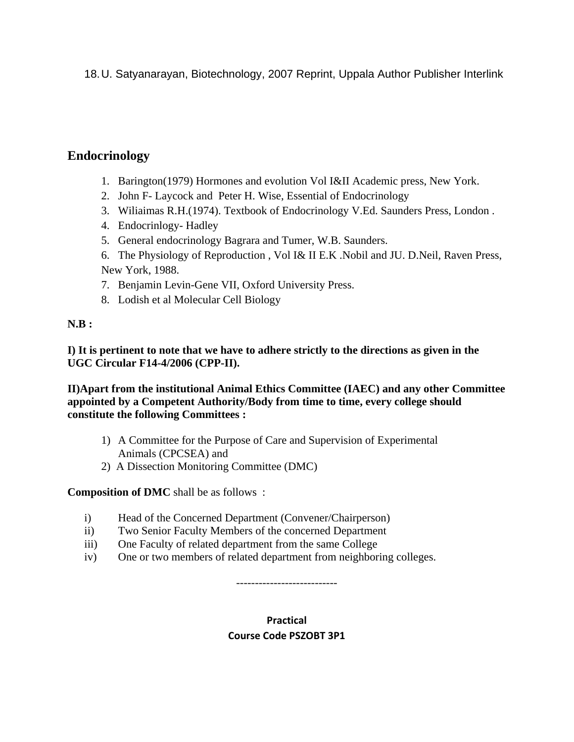18. U. Satyanarayan, Biotechnology, 2007 Reprint, Uppala Author Publisher Interlink

## Endocrinology

1. Barington(1979) Hormones and evolution Vol I&II Academic press, New York.
2. John F- Laycock and Peter H. Wise, Essential of Endocrinology
3. Wiliaimas R.H.(1974). Textbook of Endocrinology V.Ed. Saunders Press, London .
4. Endocrinlogy- Hadley
5. General endocrinology Bagrara and Tumer, W.B. Saunders.
6. The Physiology of Reproduction , Vol I& II E.K .Nobil and JU. D.Neil, Raven Press, New York, 1988.
7. Benjamin Levin-Gene VII, Oxford University Press.
8. Lodish et al Molecular Cell Biology

**N.B :**

**I) It is pertinent to note that we have to adhere strictly to the directions as given in the UGC Circular F14-4/2006 (CPP-II).**

**II)Apart from the institutional Animal Ethics Committee (IAEC) and any other Committee appointed by a Competent Authority/Body from time to time, every college should constitute the following Committees :**

1) A Committee for the Purpose of Care and Supervision of Experimental Animals (CPCSEA) and
2) A Dissection Monitoring Committee (DMC)

**Composition of DMC** shall be as follows :

i) Head of the Concerned Department (Convener/Chairperson)
ii) Two Senior Faculty Members of the concerned Department
iii) One Faculty of related department from the same College
iv) One or two members of related department from neighboring colleges.

---------------------------

**Practical**
**Course Code PSZOBT 3P1**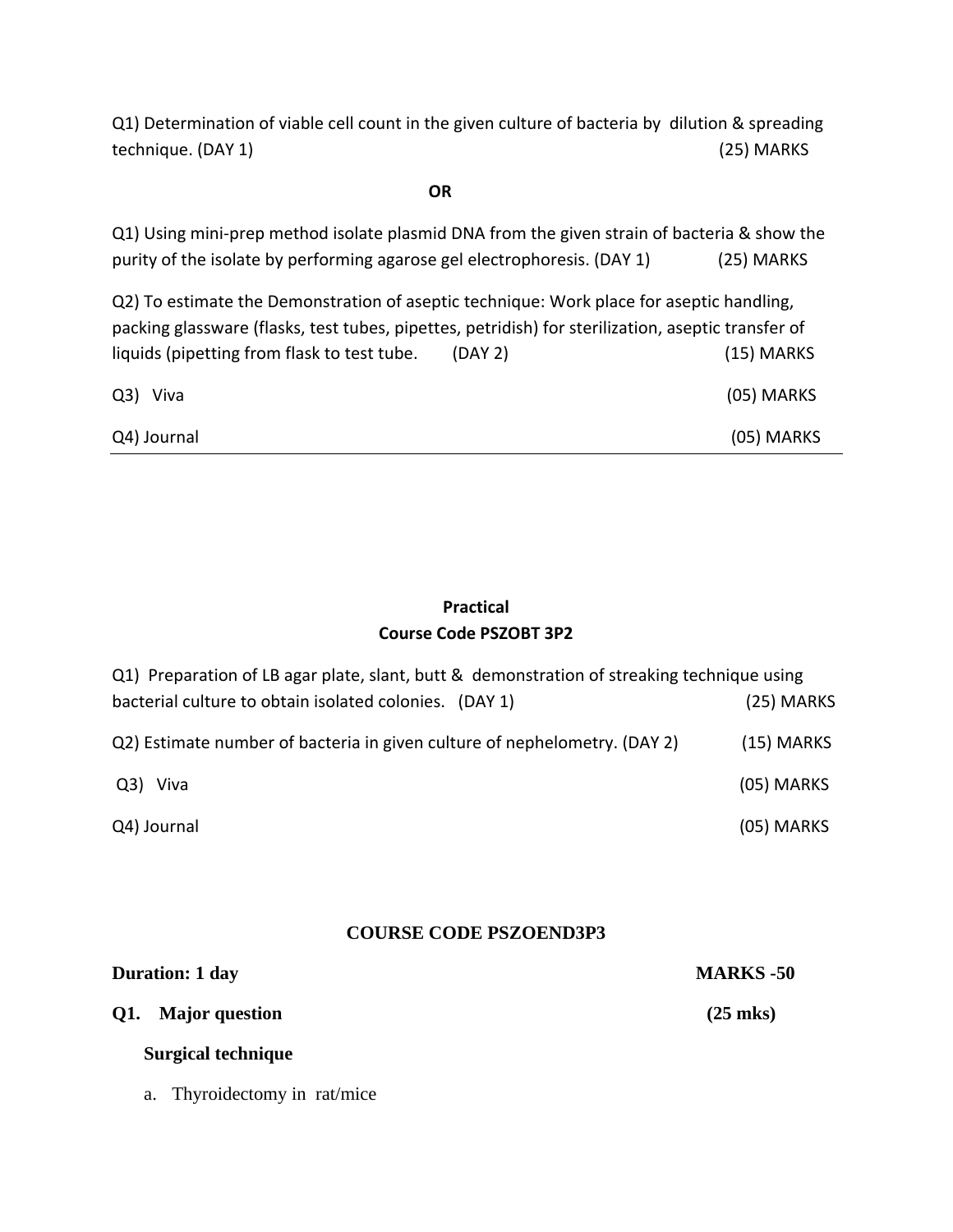Q1) Determination of viable cell count in the given culture of bacteria by dilution & spreading technique. (DAY 1) (25) MARKS

**OR**

Q1) Using mini-prep method isolate plasmid DNA from the given strain of bacteria & show the purity of the isolate by performing agarose gel electrophoresis. (DAY 1) (25) MARKS

Q2) To estimate the Demonstration of aseptic technique: Work place for aseptic handling, packing glassware (flasks, test tubes, pipettes, petridish) for sterilization, aseptic transfer of liquids (pipetting from flask to test tube. (DAY 2) (15) MARKS

Q3) Viva (05) MARKS

Q4) Journal (05) MARKS

---

**Practical**

**Course Code PSZOBT 3P2**

Q1) Preparation of LB agar plate, slant, butt & demonstration of streaking technique using bacterial culture to obtain isolated colonies. (DAY 1) (25) MARKS

Q2) Estimate number of bacteria in given culture of nephelometry. (DAY 2) (15) MARKS

Q3) Viva (05) MARKS

Q4) Journal (05) MARKS

**COURSE CODE PSZOEND3P3**

**Duration: 1 day** **MARKS -50**

**Q1. Major question** **(25 mks)**

**Surgical technique**

a. Thyroidectomy in rat/mice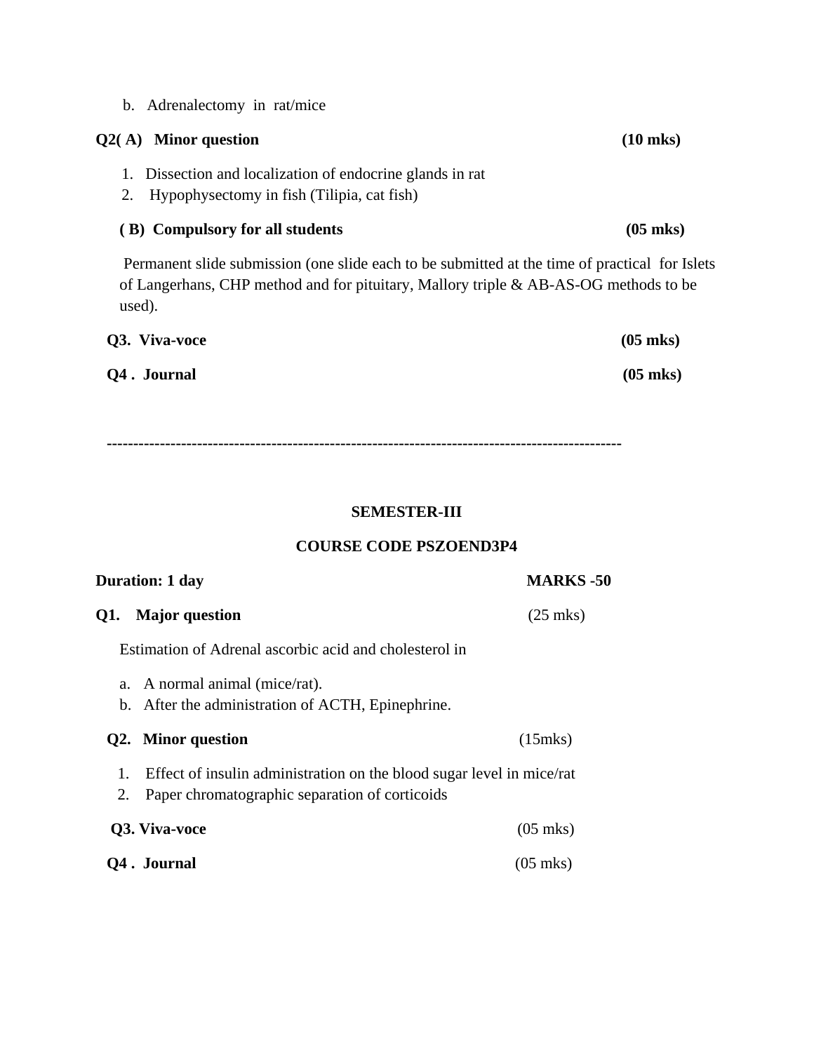b. Adrenalectomy in rat/mice

**Q2( A) Minor question (10 mks)**

1. Dissection and localization of endocrine glands in rat
2. Hypophysectomy in fish (Tilipia, cat fish)

**( B) Compulsory for all students (05 mks)**

Permanent slide submission (one slide each to be submitted at the time of practical for Islets of Langerhans, CHP method and for pituitary, Mallory triple & AB-AS-OG methods to be used).

**Q3. Viva-voce (05 mks)**

**Q4 . Journal (05 mks)**

---

**SEMESTER-III**

**COURSE CODE PSZOEND3P4**

**Duration: 1 day** **MARKS -50**

**Q1. Major question** (25 mks)

Estimation of Adrenal ascorbic acid and cholesterol in

a. A normal animal (mice/rat).
b. After the administration of ACTH, Epinephrine.

**Q2. Minor question** (15mks)

1. Effect of insulin administration on the blood sugar level in mice/rat
2. Paper chromatographic separation of corticoids

**Q3. Viva-voce** (05 mks)

**Q4 . Journal** (05 mks)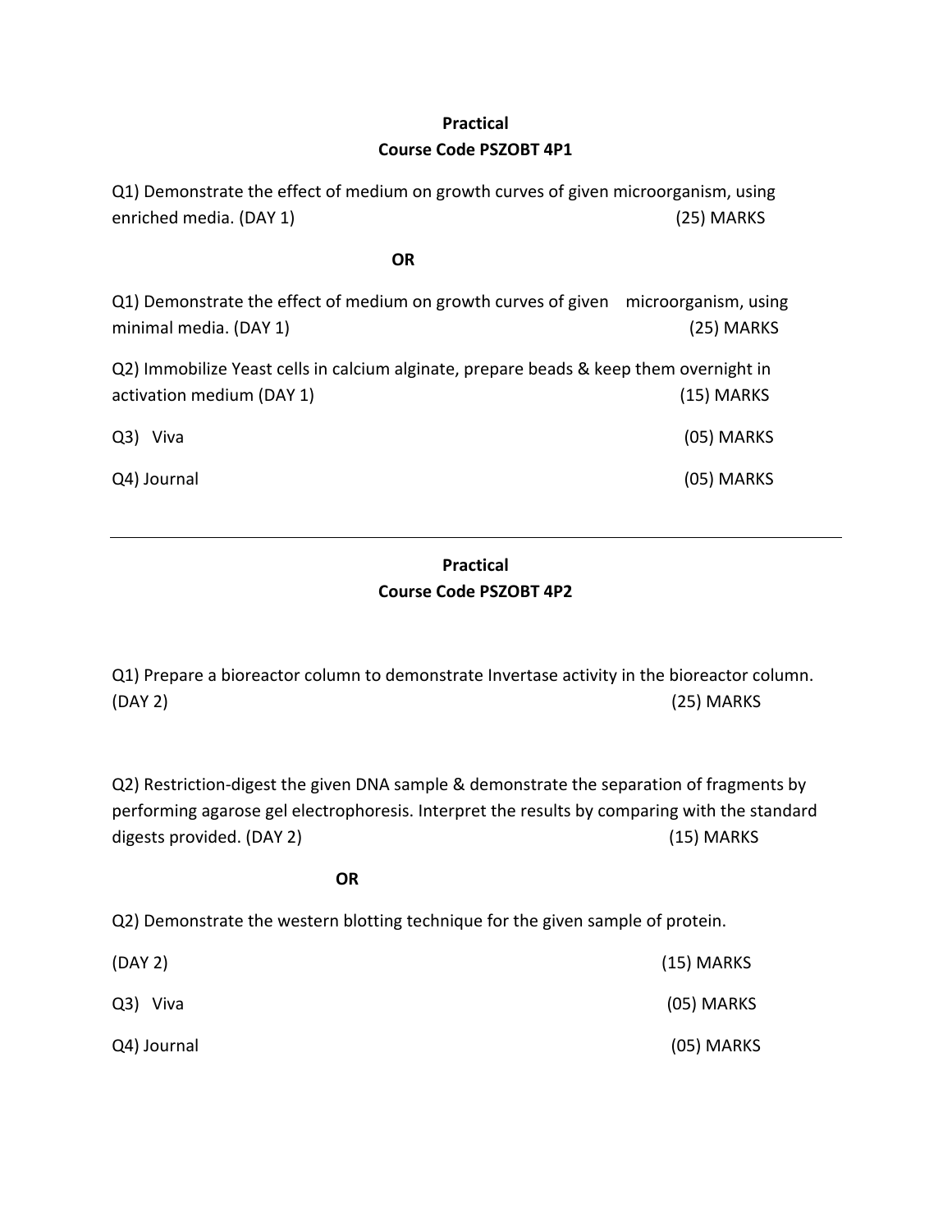**Practical**

**Course Code PSZOBT 4P1**

Q1) Demonstrate the effect of medium on growth curves of given microorganism, using enriched media. (DAY 1) (25) MARKS

**OR**

Q1) Demonstrate the effect of medium on growth curves of given microorganism, using minimal media. (DAY 1) (25) MARKS

Q2) Immobilize Yeast cells in calcium alginate, prepare beads & keep them overnight in activation medium (DAY 1) (15) MARKS

Q3) Viva (05) MARKS

Q4) Journal (05) MARKS

---

**Practical**

**Course Code PSZOBT 4P2**

Q1) Prepare a bioreactor column to demonstrate Invertase activity in the bioreactor column. (DAY 2) (25) MARKS

Q2) Restriction-digest the given DNA sample & demonstrate the separation of fragments by performing agarose gel electrophoresis. Interpret the results by comparing with the standard digests provided. (DAY 2) (15) MARKS

**OR**

Q2) Demonstrate the western blotting technique for the given sample of protein.

(DAY 2) (15) MARKS

Q3) Viva (05) MARKS

Q4) Journal (05) MARKS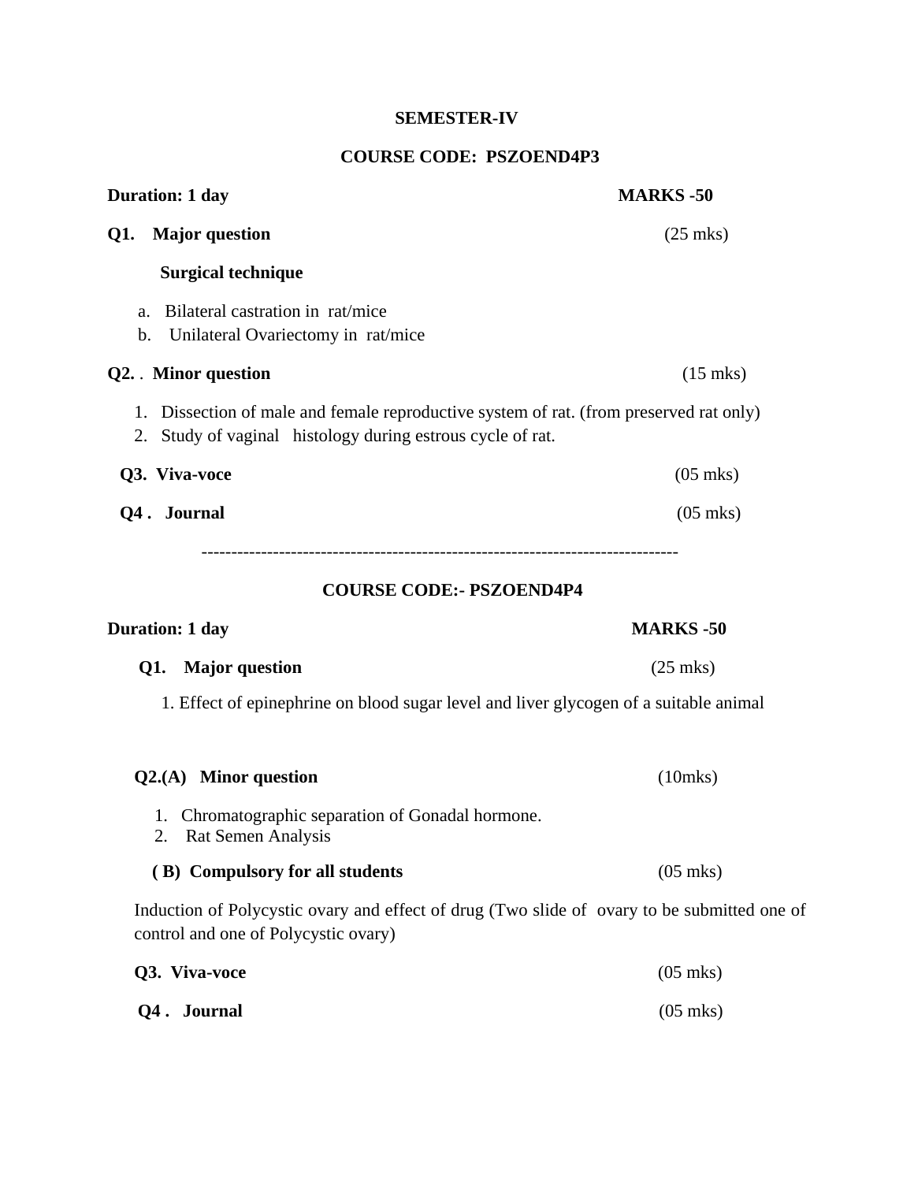**SEMESTER-IV**

**COURSE CODE: PSZOEND4P3**

**Duration: 1 day** **MARKS -50**

**Q1. Major question** (25 mks)

**Surgical technique**

a. Bilateral castration in rat/mice
b. Unilateral Ovariectomy in rat/mice

**Q2. . Minor question** (15 mks)

1. Dissection of male and female reproductive system of rat. (from preserved rat only)
2. Study of vaginal histology during estrous cycle of rat.

**Q3. Viva-voce** (05 mks)

**Q4 . Journal** (05 mks)

---

**COURSE CODE:- PSZOEND4P4**

**Duration: 1 day** **MARKS -50**

**Q1. Major question** (25 mks)

1. Effect of epinephrine on blood sugar level and liver glycogen of a suitable animal

**Q2.(A) Minor question** (10mks)

1. Chromatographic separation of Gonadal hormone.
2. Rat Semen Analysis

**( B) Compulsory for all students** (05 mks)

Induction of Polycystic ovary and effect of drug (Two slide of ovary to be submitted one of control and one of Polycystic ovary)

**Q3. Viva-voce** (05 mks)

**Q4 . Journal** (05 mks)